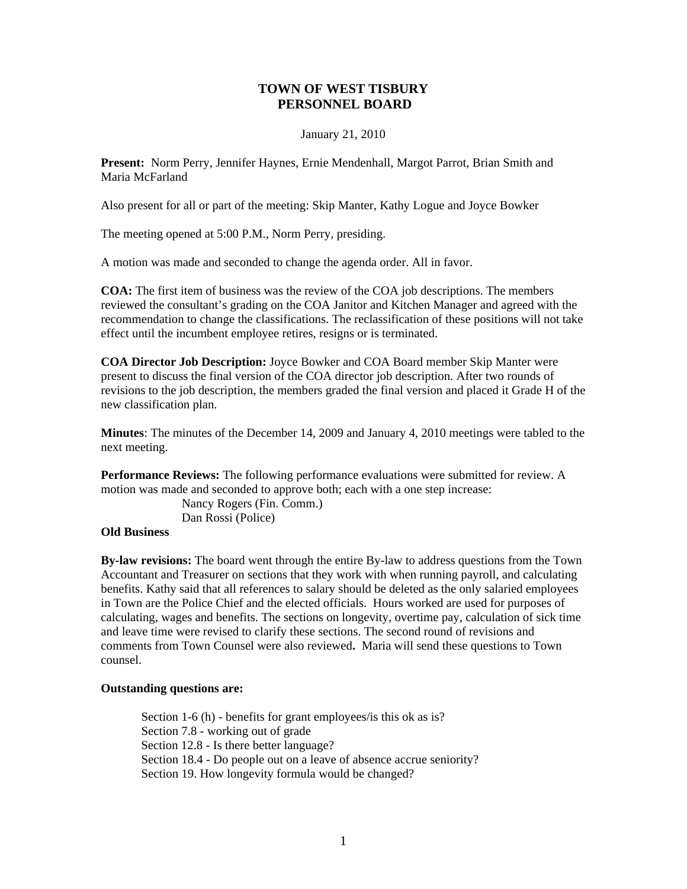# TOWN OF WEST TISBURY
# PERSONNEL BOARD

January 21, 2010

**Present:** Norm Perry, Jennifer Haynes, Ernie Mendenhall, Margot Parrot, Brian Smith and Maria McFarland

Also present for all or part of the meeting: Skip Manter, Kathy Logue and Joyce Bowker

The meeting opened at 5:00 P.M., Norm Perry, presiding.

A motion was made and seconded to change the agenda order. All in favor.

**COA:** The first item of business was the review of the COA job descriptions. The members reviewed the consultant's grading on the COA Janitor and Kitchen Manager and agreed with the recommendation to change the classifications. The reclassification of these positions will not take effect until the incumbent employee retires, resigns or is terminated.

**COA Director Job Description:** Joyce Bowker and COA Board member Skip Manter were present to discuss the final version of the COA director job description. After two rounds of revisions to the job description, the members graded the final version and placed it Grade H of the new classification plan.

**Minutes**: The minutes of the December 14, 2009 and January 4, 2010 meetings were tabled to the next meeting.

**Performance Reviews:** The following performance evaluations were submitted for review. A motion was made and seconded to approve both; each with a one step increase:

Nancy Rogers (Fin. Comm.)
Dan Rossi (Police)

**Old Business**

**By-law revisions:** The board went through the entire By-law to address questions from the Town Accountant and Treasurer on sections that they work with when running payroll, and calculating benefits. Kathy said that all references to salary should be deleted as the only salaried employees in Town are the Police Chief and the elected officials. Hours worked are used for purposes of calculating, wages and benefits. The sections on longevity, overtime pay, calculation of sick time and leave time were revised to clarify these sections. The second round of revisions and comments from Town Counsel were also reviewed**.** Maria will send these questions to Town counsel.

**Outstanding questions are:**

Section 1-6 (h) - benefits for grant employees/is this ok as is?
Section 7.8 - working out of grade
Section 12.8 - Is there better language?
Section 18.4 - Do people out on a leave of absence accrue seniority?
Section 19. How longevity formula would be changed?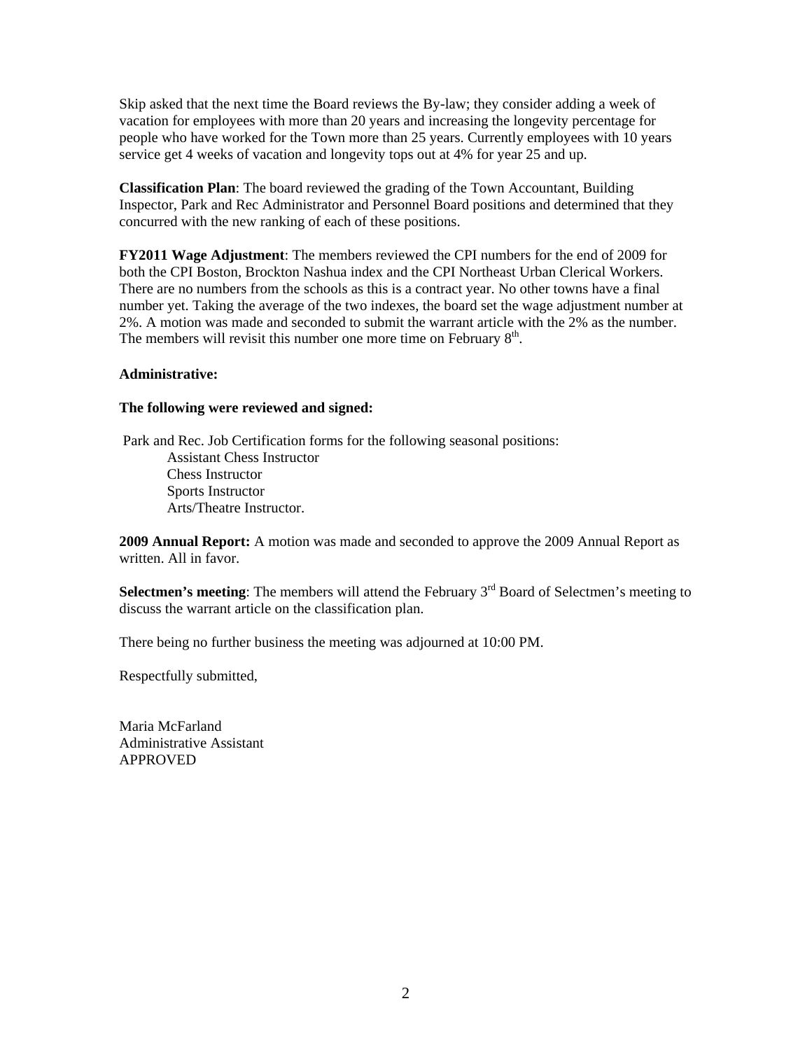Skip asked that the next time the Board reviews the By-law; they consider adding a week of vacation for employees with more than 20 years and increasing the longevity percentage for people who have worked for the Town more than 25 years. Currently employees with 10 years service get 4 weeks of vacation and longevity tops out at 4% for year 25 and up.

**Classification Plan**: The board reviewed the grading of the Town Accountant, Building Inspector, Park and Rec Administrator and Personnel Board positions and determined that they concurred with the new ranking of each of these positions.

**FY2011 Wage Adjustment**: The members reviewed the CPI numbers for the end of 2009 for both the CPI Boston, Brockton Nashua index and the CPI Northeast Urban Clerical Workers. There are no numbers from the schools as this is a contract year. No other towns have a final number yet. Taking the average of the two indexes, the board set the wage adjustment number at 2%. A motion was made and seconded to submit the warrant article with the 2% as the number. The members will revisit this number one more time on February 8th.

**Administrative:**

**The following were reviewed and signed:**

Park and Rec. Job Certification forms for the following seasonal positions:

- Assistant Chess Instructor
- Chess Instructor
- Sports Instructor
- Arts/Theatre Instructor.

**2009 Annual Report:** A motion was made and seconded to approve the 2009 Annual Report as written. All in favor.

**Selectmen's meeting**: The members will attend the February 3rd Board of Selectmen's meeting to discuss the warrant article on the classification plan.

There being no further business the meeting was adjourned at 10:00 PM.

Respectfully submitted,

Maria McFarland
Administrative Assistant
APPROVED